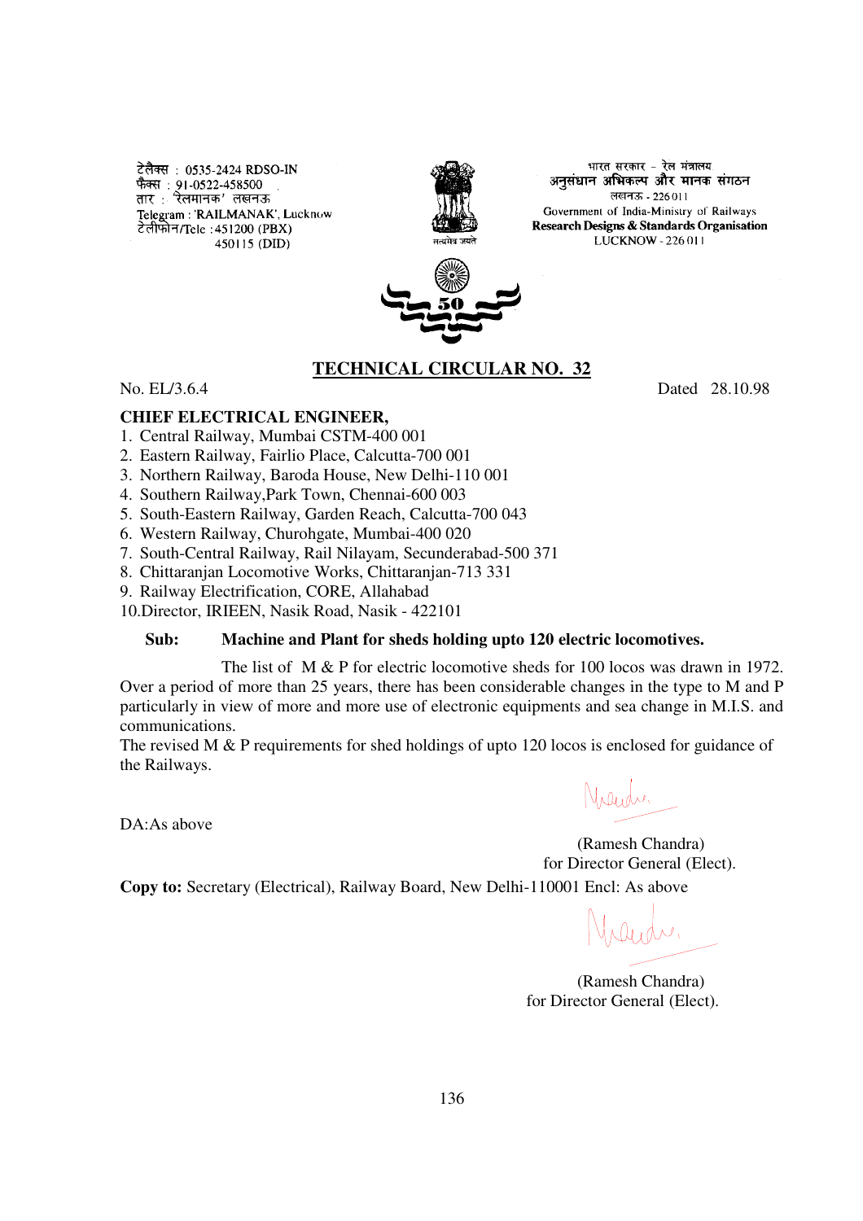टेलैक्स : 0535-2424 RDSO-IN
फैक्स : 91-0522-458500
तार : 'रेलमानक' लखनऊ
Telegram : 'RAILMANAK', Lucknow
टेलीफोन/Tele :451200 (PBX)
450115 (DID)

भारत सरकार - रेल मंत्रालय
अनुसंधान अभिकल्प और मानक संगठन
लखनऊ - 226011
Government of India-Ministry of Railways
**Research Designs & Standards Organisation**
LUCKNOW - 226011

## TECHNICAL CIRCULAR NO. 32

No. EL/3.6.4 Dated 28.10.98

**CHIEF ELECTRICAL ENGINEER,**

1. Central Railway, Mumbai CSTM-400 001
2. Eastern Railway, Fairlio Place, Calcutta-700 001
3. Northern Railway, Baroda House, New Delhi-110 001
4. Southern Railway,Park Town, Chennai-600 003
5. South-Eastern Railway, Garden Reach, Calcutta-700 043
6. Western Railway, Churohgate, Mumbai-400 020
7. South-Central Railway, Rail Nilayam, Secunderabad-500 371
8. Chittaranjan Locomotive Works, Chittaranjan-713 331
9. Railway Electrification, CORE, Allahabad
10. Director, IRIEEN, Nasik Road, Nasik - 422101

**Sub: Machine and Plant for sheds holding upto 120 electric locomotives.**

The list of M & P for electric locomotive sheds for 100 locos was drawn in 1972. Over a period of more than 25 years, there has been considerable changes in the type to M and P particularly in view of more and more use of electronic equipments and sea change in M.I.S. and communications.

The revised M & P requirements for shed holdings of upto 120 locos is enclosed for guidance of the Railways.

DA:As above

(Ramesh Chandra)
for Director General (Elect).

**Copy to:** Secretary (Electrical), Railway Board, New Delhi-110001 Encl: As above

(Ramesh Chandra)
for Director General (Elect).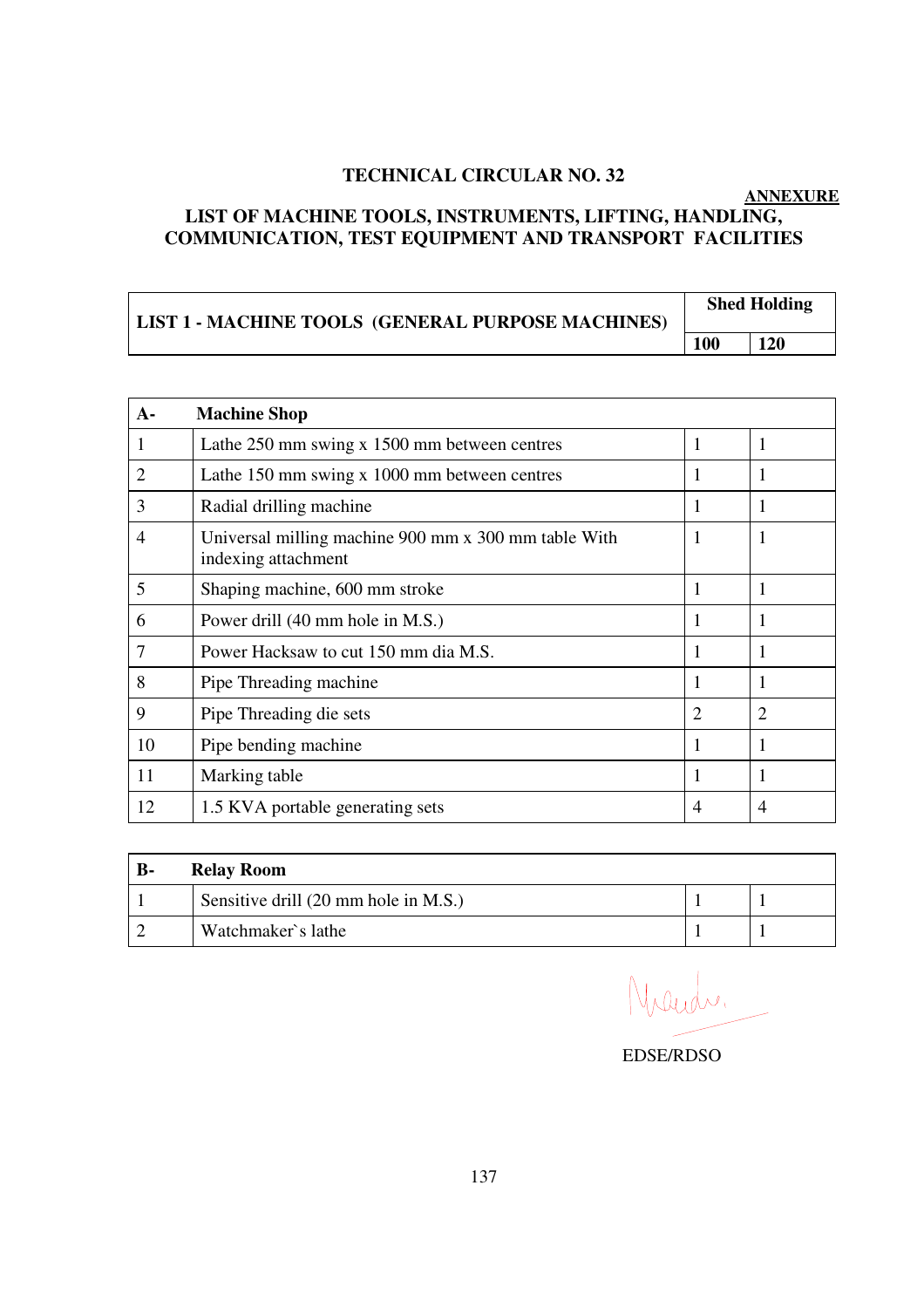**TECHNICAL CIRCULAR NO. 32**

**ANNEXURE**

## LIST OF MACHINE TOOLS, INSTRUMENTS, LIFTING, HANDLING, COMMUNICATION, TEST EQUIPMENT AND TRANSPORT FACILITIES

| LIST 1 - MACHINE TOOLS (GENERAL PURPOSE MACHINES) | Shed Holding | |
|---|---|---|
| | **100** | **120** |

| **A-** | **Machine Shop** | | |
|---|---|---|---|
| 1 | Lathe 250 mm swing x 1500 mm between centres | 1 | 1 |
| 2 | Lathe 150 mm swing x 1000 mm between centres | 1 | 1 |
| 3 | Radial drilling machine | 1 | 1 |
| 4 | Universal milling machine 900 mm x 300 mm table With indexing attachment | 1 | 1 |
| 5 | Shaping machine, 600 mm stroke | 1 | 1 |
| 6 | Power drill (40 mm hole in M.S.) | 1 | 1 |
| 7 | Power Hacksaw to cut 150 mm dia M.S. | 1 | 1 |
| 8 | Pipe Threading machine | 1 | 1 |
| 9 | Pipe Threading die sets | 2 | 2 |
| 10 | Pipe bending machine | 1 | 1 |
| 11 | Marking table | 1 | 1 |
| 12 | 1.5 KVA portable generating sets | 4 | 4 |

| **B-** | **Relay Room** | | |
|---|---|---|---|
| 1 | Sensitive drill (20 mm hole in M.S.) | 1 | 1 |
| 2 | Watchmaker`s lathe | 1 | 1 |

EDSE/RDSO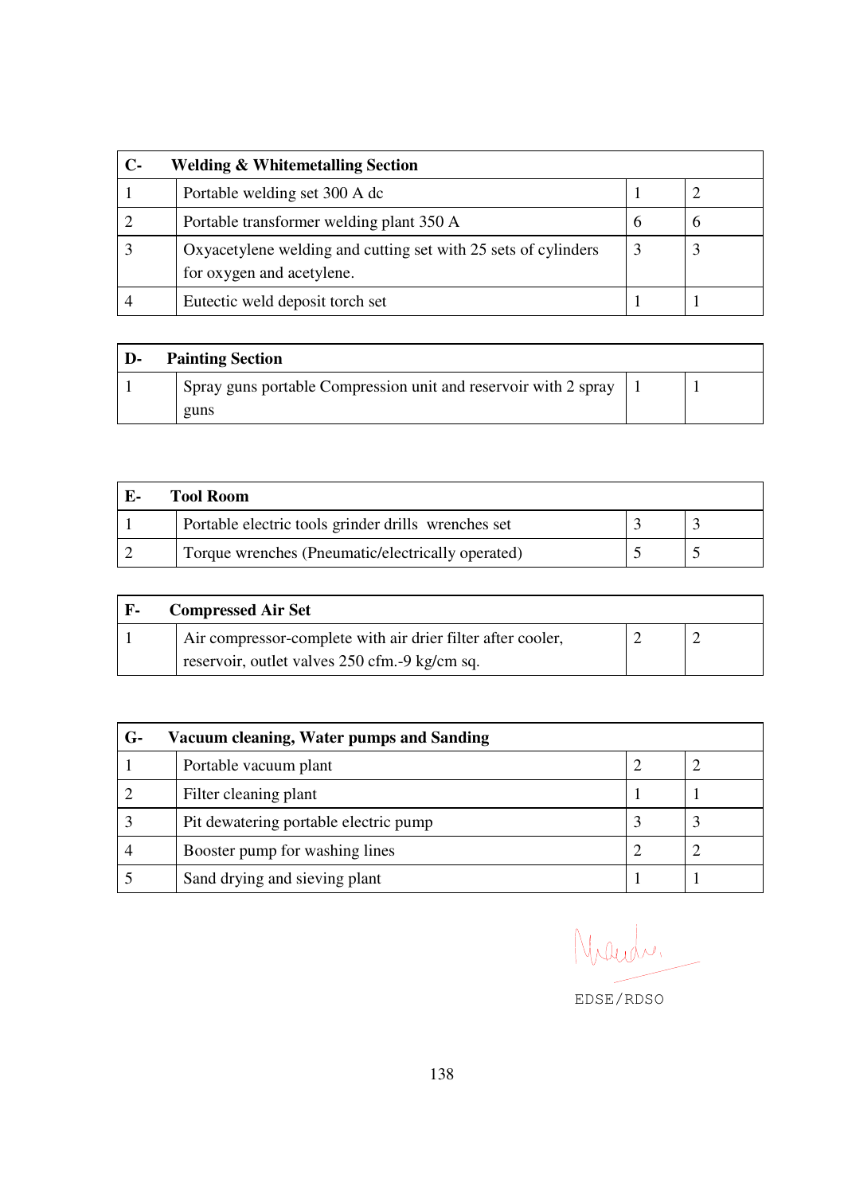| C- | Welding & Whitemetalling Section | | |
|---|---|---|---|
| 1 | Portable welding set 300 A dc | 1 | 2 |
| 2 | Portable transformer welding plant 350 A | 6 | 6 |
| 3 | Oxyacetylene welding and cutting set with 25 sets of cylinders for oxygen and acetylene. | 3 | 3 |
| 4 | Eutectic weld deposit torch set | 1 | 1 |

| D- | Painting Section | | |
|---|---|---|---|
| 1 | Spray guns portable Compression unit and reservoir with 2 spray guns | 1 | 1 |

| E- | Tool Room | | |
|---|---|---|---|
| 1 | Portable electric tools grinder drills wrenches set | 3 | 3 |
| 2 | Torque wrenches (Pneumatic/electrically operated) | 5 | 5 |

| F- | Compressed Air Set | | |
|---|---|---|---|
| 1 | Air compressor-complete with air drier filter after cooler, reservoir, outlet valves 250 cfm.-9 kg/cm sq. | 2 | 2 |

| G- | Vacuum cleaning, Water pumps and Sanding | | |
|---|---|---|---|
| 1 | Portable vacuum plant | 2 | 2 |
| 2 | Filter cleaning plant | 1 | 1 |
| 3 | Pit dewatering portable electric pump | 3 | 3 |
| 4 | Booster pump for washing lines | 2 | 2 |
| 5 | Sand drying and sieving plant | 1 | 1 |

EDSE/RDSO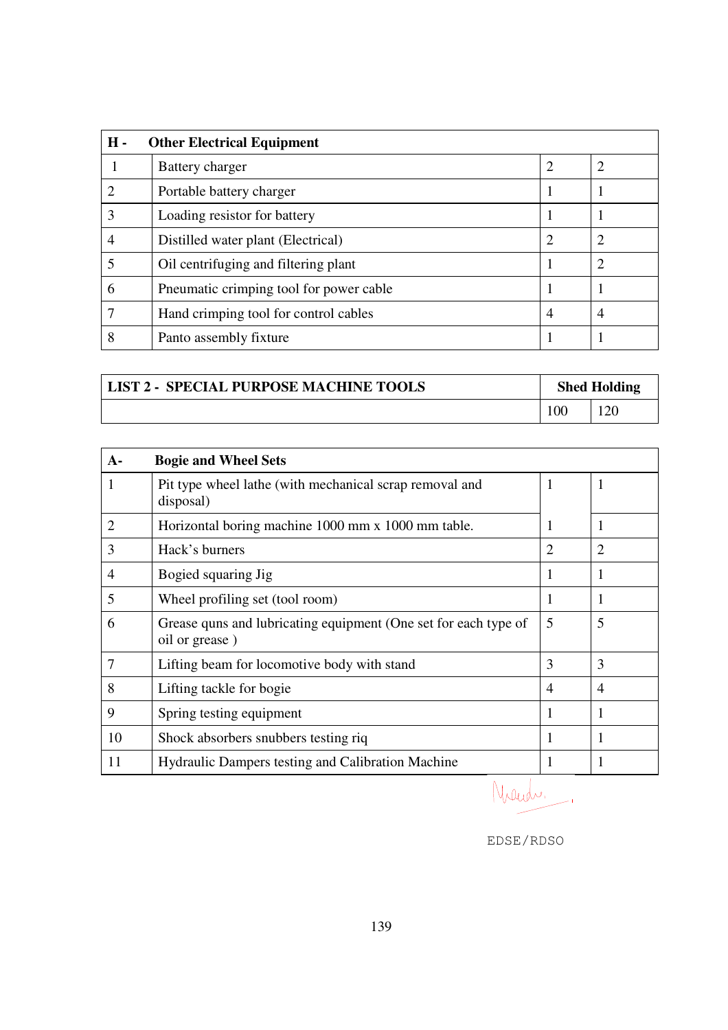| H - | Other Electrical Equipment | | |
|---|---|---|---|
| 1 | Battery charger | 2 | 2 |
| 2 | Portable battery charger | 1 | 1 |
| 3 | Loading resistor for battery | 1 | 1 |
| 4 | Distilled water plant (Electrical) | 2 | 2 |
| 5 | Oil centrifuging and filtering plant | 1 | 2 |
| 6 | Pneumatic crimping tool for power cable | 1 | 1 |
| 7 | Hand crimping tool for control cables | 4 | 4 |
| 8 | Panto assembly fixture | 1 | 1 |

| LIST 2 - SPECIAL PURPOSE MACHINE TOOLS | Shed Holding | |
|---|---|---|
| | 100 | 120 |

| A- | Bogie and Wheel Sets | | |
|---|---|---|---|
| 1 | Pit type wheel lathe (with mechanical scrap removal and disposal) | 1 | 1 |
| 2 | Horizontal boring machine 1000 mm x 1000 mm table. | 1 | 1 |
| 3 | Hack's burners | 2 | 2 |
| 4 | Bogied squaring Jig | 1 | 1 |
| 5 | Wheel profiling set (tool room) | 1 | 1 |
| 6 | Grease quns and lubricating equipment (One set for each type of oil or grease ) | 5 | 5 |
| 7 | Lifting beam for locomotive body with stand | 3 | 3 |
| 8 | Lifting tackle for bogie | 4 | 4 |
| 9 | Spring testing equipment | 1 | 1 |
| 10 | Shock absorbers snubbers testing riq | 1 | 1 |
| 11 | Hydraulic Dampers testing and Calibration Machine | 1 | 1 |

EDSE/RDSO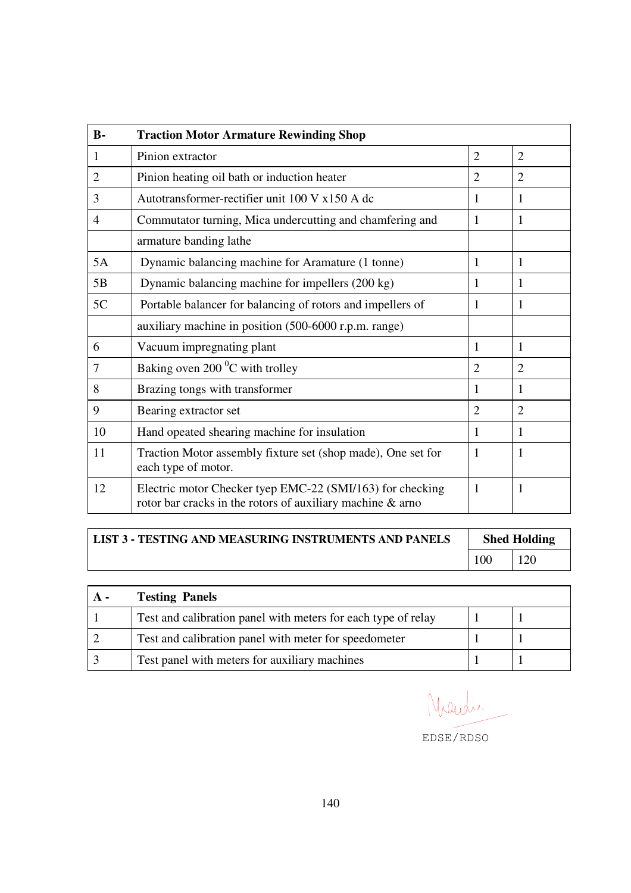| B- | Traction Motor Armature Rewinding Shop | | |
|---|---|---|---|
| 1 | Pinion extractor | 2 | 2 |
| 2 | Pinion heating oil bath or induction heater | 2 | 2 |
| 3 | Autotransformer-rectifier unit 100 V x150 A dc | 1 | 1 |
| 4 | Commutator turning, Mica undercutting and chamfering and | 1 | 1 |
| | armature banding lathe | | |
| 5A | Dynamic balancing machine for Aramature (1 tonne) | 1 | 1 |
| 5B | Dynamic balancing machine for impellers (200 kg) | 1 | 1 |
| 5C | Portable balancer for balancing of rotors and impellers of | 1 | 1 |
| | auxiliary machine in position (500-6000 r.p.m. range) | | |
| 6 | Vacuum impregnating plant | 1 | 1 |
| 7 | Baking oven 200 $^{0}$C with trolley | 2 | 2 |
| 8 | Brazing tongs with transformer | 1 | 1 |
| 9 | Bearing extractor set | 2 | 2 |
| 10 | Hand opeated shearing machine for insulation | 1 | 1 |
| 11 | Traction Motor assembly fixture set (shop made), One set for each type of motor. | 1 | 1 |
| 12 | Electric motor Checker tyep EMC-22 (SMI/163) for checking rotor bar cracks in the rotors of auxiliary machine & arno | 1 | 1 |

| LIST 3 - TESTING AND MEASURING INSTRUMENTS AND PANELS | Shed Holding | |
|---|---|---|
| | 100 | 120 |

| A - | Testing Panels | | |
|---|---|---|---|
| 1 | Test and calibration panel with meters for each type of relay | 1 | 1 |
| 2 | Test and calibration panel with meter for speedometer | 1 | 1 |
| 3 | Test panel with meters for auxiliary machines | 1 | 1 |

EDSE/RDSO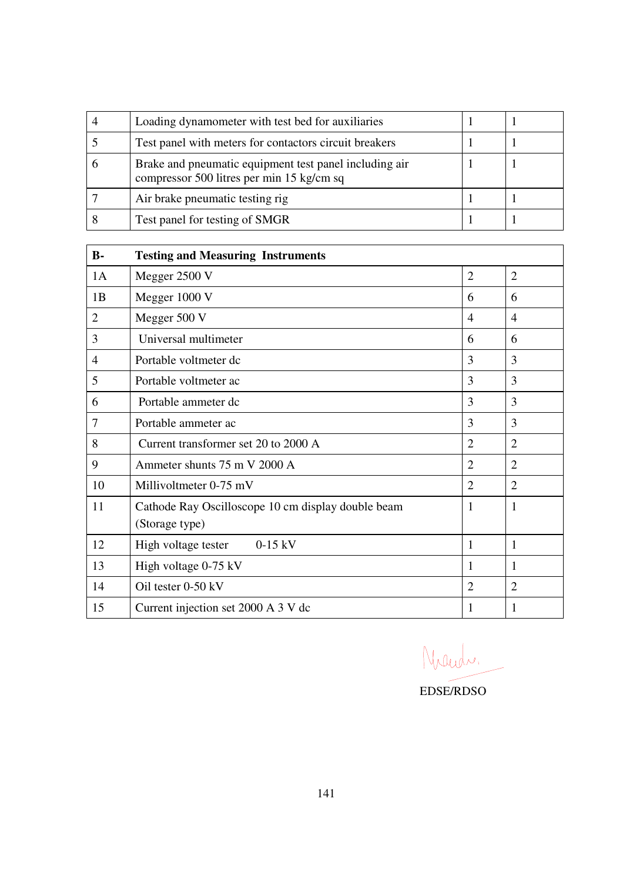| | | | |
|---|---|---|---|
| 4 | Loading dynamometer with test bed for auxiliaries | 1 | 1 |
| 5 | Test panel with meters for contactors circuit breakers | 1 | 1 |
| 6 | Brake and pneumatic equipment test panel including air compressor 500 litres per min 15 kg/cm sq | 1 | 1 |
| 7 | Air brake pneumatic testing rig | 1 | 1 |
| 8 | Test panel for testing of SMGR | 1 | 1 |

| **B-** | **Testing and Measuring Instruments** | | |
|---|---|---|---|
| 1A | Megger 2500 V | 2 | 2 |
| 1B | Megger 1000 V | 6 | 6 |
| 2 | Megger 500 V | 4 | 4 |
| 3 | Universal multimeter | 6 | 6 |
| 4 | Portable voltmeter dc | 3 | 3 |
| 5 | Portable voltmeter ac | 3 | 3 |
| 6 | Portable ammeter dc | 3 | 3 |
| 7 | Portable ammeter ac | 3 | 3 |
| 8 | Current transformer set 20 to 2000 A | 2 | 2 |
| 9 | Ammeter shunts 75 m V 2000 A | 2 | 2 |
| 10 | Millivoltmeter 0-75 mV | 2 | 2 |
| 11 | Cathode Ray Oscilloscope 10 cm display double beam (Storage type) | 1 | 1 |
| 12 | High voltage tester 0-15 kV | 1 | 1 |
| 13 | High voltage 0-75 kV | 1 | 1 |
| 14 | Oil tester 0-50 kV | 2 | 2 |
| 15 | Current injection set 2000 A 3 V dc | 1 | 1 |

EDSE/RDSO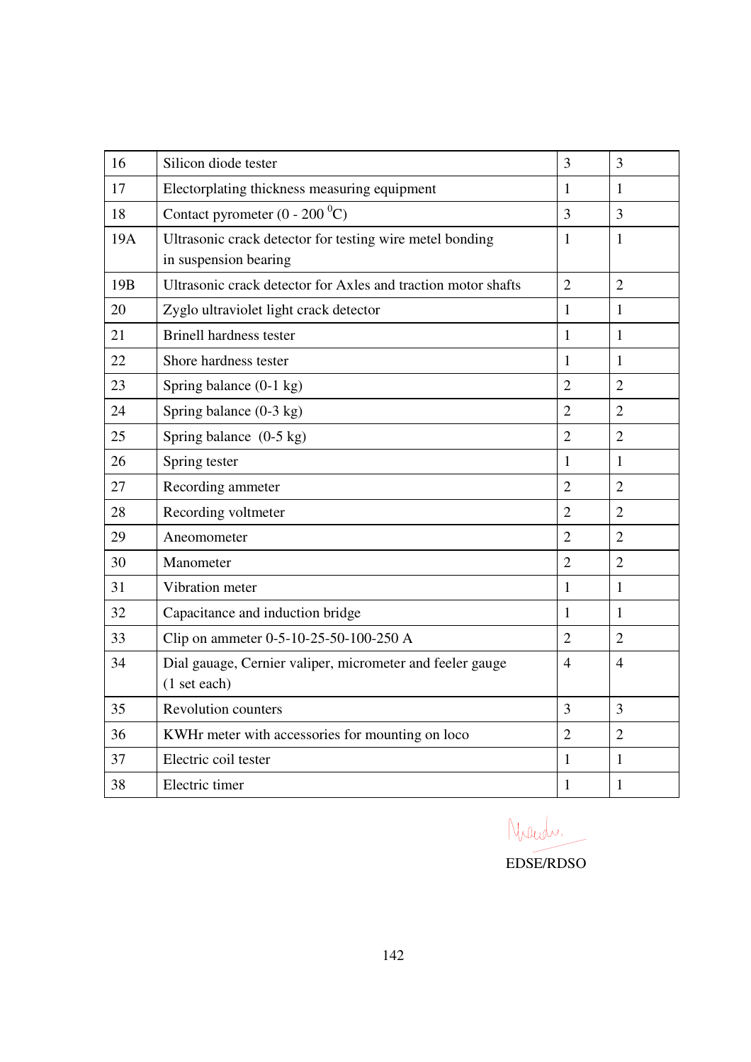| 16 | Silicon diode tester | 3 | 3 |
|---|---|---|---|
| 17 | Electorplating thickness measuring equipment | 1 | 1 |
| 18 | Contact pyrometer (0 - 200 $^0$C) | 3 | 3 |
| 19A | Ultrasonic crack detector for testing wire metel bonding in suspension bearing | 1 | 1 |
| 19B | Ultrasonic crack detector for Axles and traction motor shafts | 2 | 2 |
| 20 | Zyglo ultraviolet light crack detector | 1 | 1 |
| 21 | Brinell hardness tester | 1 | 1 |
| 22 | Shore hardness tester | 1 | 1 |
| 23 | Spring balance (0-1 kg) | 2 | 2 |
| 24 | Spring balance (0-3 kg) | 2 | 2 |
| 25 | Spring balance (0-5 kg) | 2 | 2 |
| 26 | Spring tester | 1 | 1 |
| 27 | Recording ammeter | 2 | 2 |
| 28 | Recording voltmeter | 2 | 2 |
| 29 | Aneomometer | 2 | 2 |
| 30 | Manometer | 2 | 2 |
| 31 | Vibration meter | 1 | 1 |
| 32 | Capacitance and induction bridge | 1 | 1 |
| 33 | Clip on ammeter 0-5-10-25-50-100-250 A | 2 | 2 |
| 34 | Dial gauage, Cernier valiper, micrometer and feeler gauge (1 set each) | 4 | 4 |
| 35 | Revolution counters | 3 | 3 |
| 36 | KWHr meter with accessories for mounting on loco | 2 | 2 |
| 37 | Electric coil tester | 1 | 1 |
| 38 | Electric timer | 1 | 1 |

EDSE/RDSO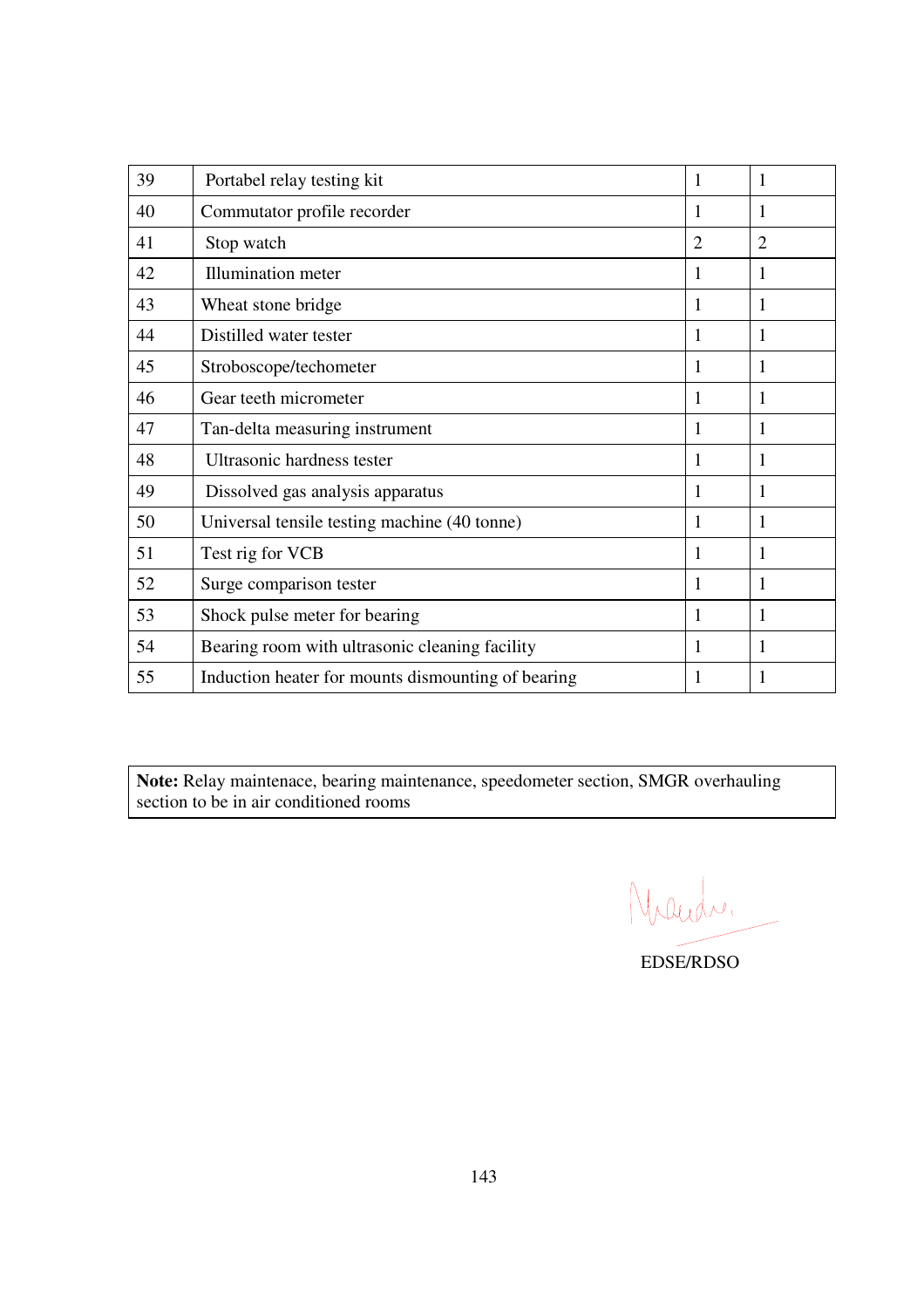| 39 | Portabel relay testing kit | 1 | 1 |
|---|---|---|---|
| 40 | Commutator profile recorder | 1 | 1 |
| 41 | Stop watch | 2 | 2 |
| 42 | Illumination meter | 1 | 1 |
| 43 | Wheat stone bridge | 1 | 1 |
| 44 | Distilled water tester | 1 | 1 |
| 45 | Stroboscope/techometer | 1 | 1 |
| 46 | Gear teeth micrometer | 1 | 1 |
| 47 | Tan-delta measuring instrument | 1 | 1 |
| 48 | Ultrasonic hardness tester | 1 | 1 |
| 49 | Dissolved gas analysis apparatus | 1 | 1 |
| 50 | Universal tensile testing machine (40 tonne) | 1 | 1 |
| 51 | Test rig for VCB | 1 | 1 |
| 52 | Surge comparison tester | 1 | 1 |
| 53 | Shock pulse meter for bearing | 1 | 1 |
| 54 | Bearing room with ultrasonic cleaning facility | 1 | 1 |
| 55 | Induction heater for mounts dismounting of bearing | 1 | 1 |

**Note:** Relay maintenace, bearing maintenance, speedometer section, SMGR overhauling section to be in air conditioned rooms

EDSE/RDSO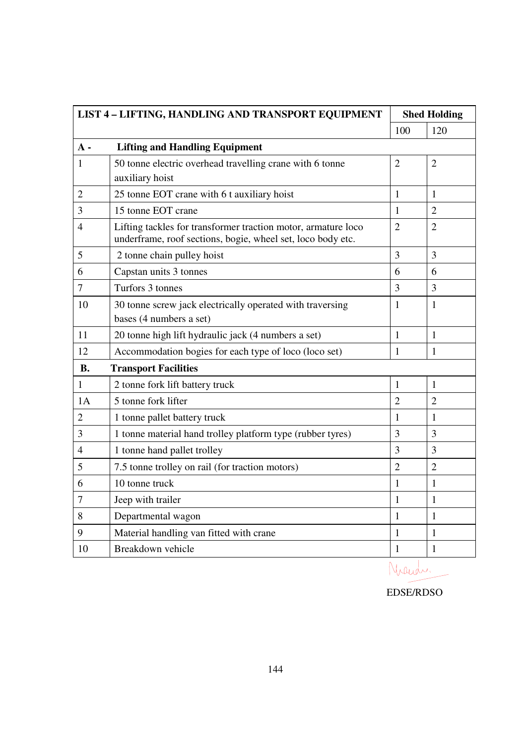| LIST 4 – LIFTING, HANDLING AND TRANSPORT EQUIPMENT | | Shed Holding | |
|---|---|---|---|
| | | 100 | 120 |
| **A -** | **Lifting and Handling Equipment** | | |
| 1 | 50 tonne electric overhead travelling crane with 6 tonne auxiliary hoist | 2 | 2 |
| 2 | 25 tonne EOT crane with 6 t auxiliary hoist | 1 | 1 |
| 3 | 15 tonne EOT crane | 1 | 2 |
| 4 | Lifting tackles for transformer traction motor, armature loco underframe, roof sections, bogie, wheel set, loco body etc. | 2 | 2 |
| 5 | 2 tonne chain pulley hoist | 3 | 3 |
| 6 | Capstan units 3 tonnes | 6 | 6 |
| 7 | Turfors 3 tonnes | 3 | 3 |
| 10 | 30 tonne screw jack electrically operated with traversing bases (4 numbers a set) | 1 | 1 |
| 11 | 20 tonne high lift hydraulic jack (4 numbers a set) | 1 | 1 |
| 12 | Accommodation bogies for each type of loco (loco set) | 1 | 1 |
| **B.** | **Transport Facilities** | | |
| 1 | 2 tonne fork lift battery truck | 1 | 1 |
| 1A | 5 tonne fork lifter | 2 | 2 |
| 2 | 1 tonne pallet battery truck | 1 | 1 |
| 3 | 1 tonne material hand trolley platform type (rubber tyres) | 3 | 3 |
| 4 | 1 tonne hand pallet trolley | 3 | 3 |
| 5 | 7.5 tonne trolley on rail (for traction motors) | 2 | 2 |
| 6 | 10 tonne truck | 1 | 1 |
| 7 | Jeep with trailer | 1 | 1 |
| 8 | Departmental wagon | 1 | 1 |
| 9 | Material handling van fitted with crane | 1 | 1 |
| 10 | Breakdown vehicle | 1 | 1 |

EDSE/RDSO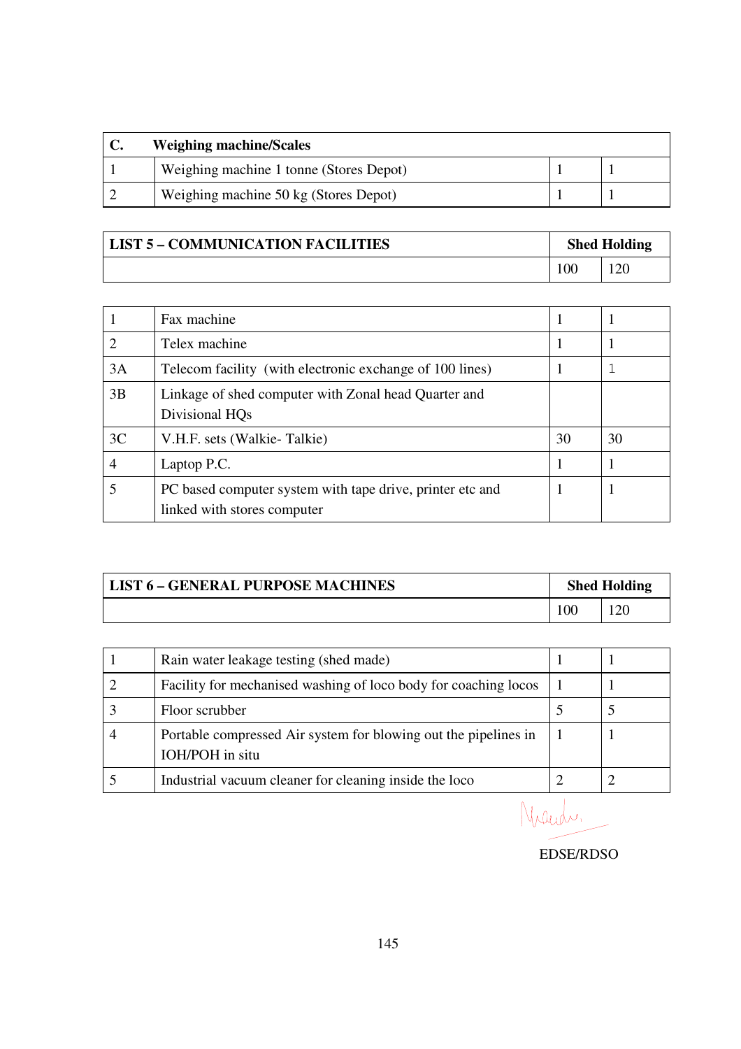| C. | Weighing machine/Scales | | |
|---|---|---|---|
| 1 | Weighing machine 1 tonne (Stores Depot) | 1 | 1 |
| 2 | Weighing machine 50 kg (Stores Depot) | 1 | 1 |

| LIST 5 – COMMUNICATION FACILITIES | | Shed Holding | |
|---|---|---|---|
| | | 100 | 120 |
| 1 | Fax machine | 1 | 1 |
| 2 | Telex machine | 1 | 1 |
| 3A | Telecom facility (with electronic exchange of 100 lines) | 1 | 1 |
| 3B | Linkage of shed computer with Zonal head Quarter and Divisional HQs | | |
| 3C | V.H.F. sets (Walkie- Talkie) | 30 | 30 |
| 4 | Laptop P.C. | 1 | 1 |
| 5 | PC based computer system with tape drive, printer etc and linked with stores computer | 1 | 1 |

| LIST 6 – GENERAL PURPOSE MACHINES | | Shed Holding | |
|---|---|---|---|
| | | 100 | 120 |
| 1 | Rain water leakage testing (shed made) | 1 | 1 |
| 2 | Facility for mechanised washing of loco body for coaching locos | 1 | 1 |
| 3 | Floor scrubber | 5 | 5 |
| 4 | Portable compressed Air system for blowing out the pipelines in IOH/POH in situ | 1 | 1 |
| 5 | Industrial vacuum cleaner for cleaning inside the loco | 2 | 2 |

EDSE/RDSO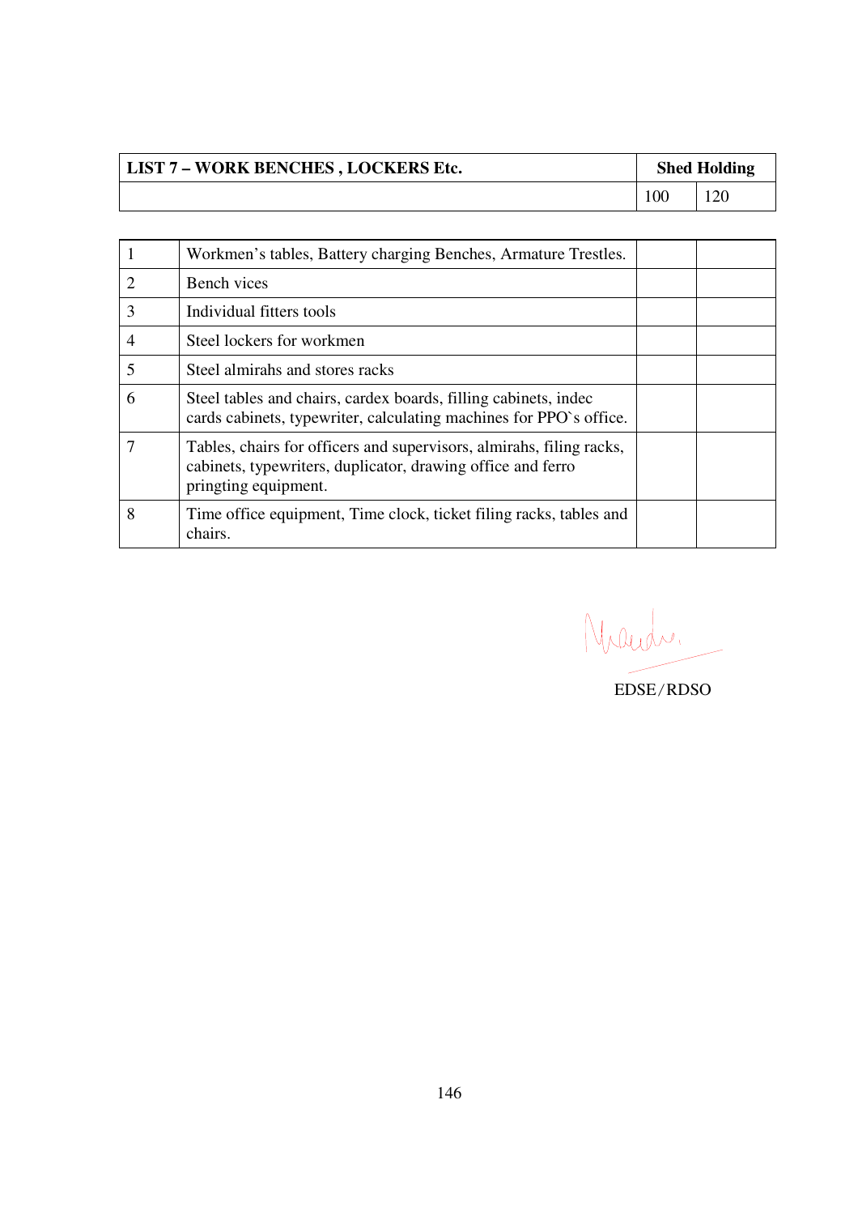| LIST 7 – WORK BENCHES , LOCKERS Etc. | Shed Holding | |
|---|---|---|
| | 100 | 120 |

| | | | |
|---|---|---|---|
| 1 | Workmen's tables, Battery charging Benches, Armature Trestles. | | |
| 2 | Bench vices | | |
| 3 | Individual fitters tools | | |
| 4 | Steel lockers for workmen | | |
| 5 | Steel almirahs and stores racks | | |
| 6 | Steel tables and chairs, cardex boards, filling cabinets, indec cards cabinets, typewriter, calculating machines for PPO`s office. | | |
| 7 | Tables, chairs for officers and supervisors, almirahs, filing racks, cabinets, typewriters, duplicator, drawing office and ferro pringting equipment. | | |
| 8 | Time office equipment, Time clock, ticket filing racks, tables and chairs. | | |

EDSE/RDSO